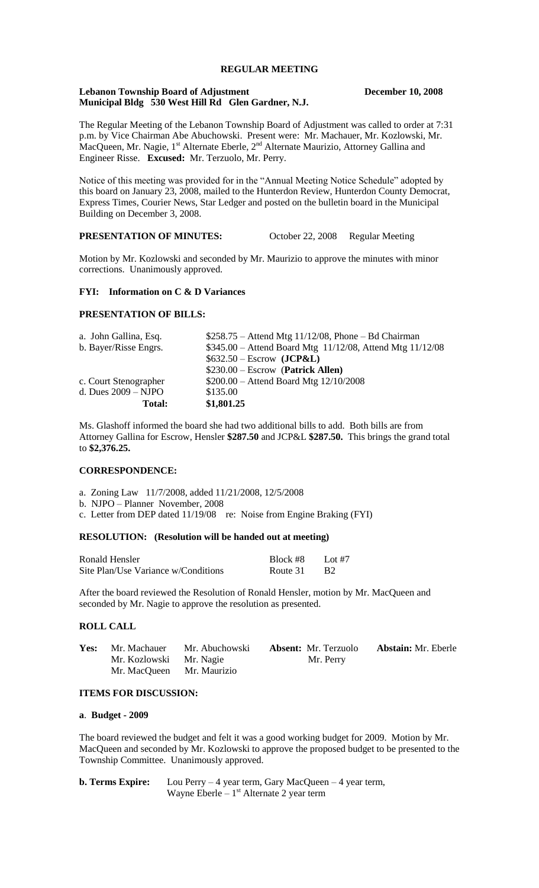## REGULAR MEETING

**Lebanon Township Board of Adjustment** **December 10, 2008**
**Municipal Bldg 530 West Hill Rd Glen Gardner, N.J.**

The Regular Meeting of the Lebanon Township Board of Adjustment was called to order at 7:31 p.m. by Vice Chairman Abe Abuchowski. Present were: Mr. Machauer, Mr. Kozlowski, Mr. MacQueen, Mr. Nagie, 1st Alternate Eberle, 2nd Alternate Maurizio, Attorney Gallina and Engineer Risse. **Excused:** Mr. Terzuolo, Mr. Perry.

Notice of this meeting was provided for in the "Annual Meeting Notice Schedule" adopted by this board on January 23, 2008, mailed to the Hunterdon Review, Hunterdon County Democrat, Express Times, Courier News, Star Ledger and posted on the bulletin board in the Municipal Building on December 3, 2008.

**PRESENTATION OF MINUTES:** October 22, 2008 Regular Meeting

Motion by Mr. Kozlowski and seconded by Mr. Maurizio to approve the minutes with minor corrections. Unanimously approved.

**FYI: Information on C & D Variances**

**PRESENTATION OF BILLS:**

| | |
|---|---|
| a. John Gallina, Esq. | $258.75 – Attend Mtg 11/12/08, Phone – Bd Chairman |
| b. Bayer/Risse Engrs. | $345.00 – Attend Board Mtg 11/12/08, Attend Mtg 11/12/08 |
| | $632.50 – Escrow **(JCP&L)** |
| | $230.00 – Escrow (**Patrick Allen)** |
| c. Court Stenographer | $200.00 – Attend Board Mtg 12/10/2008 |
| d. Dues 2009 – NJPO | $135.00 |
| **Total:** | **$1,801.25** |

Ms. Glashoff informed the board she had two additional bills to add. Both bills are from Attorney Gallina for Escrow, Hensler **$287.50** and JCP&L **$287.50.** This brings the grand total to **$2,376.25.**

**CORRESPONDENCE:**

a. Zoning Law 11/7/2008, added 11/21/2008, 12/5/2008
b. NJPO – Planner November, 2008
c. Letter from DEP dated 11/19/08 re: Noise from Engine Braking (FYI)

**RESOLUTION: (Resolution will be handed out at meeting)**

| | | |
|---|---|---|
| Ronald Hensler | Block #8 | Lot #7 |
| Site Plan/Use Variance w/Conditions | Route 31 | B2 |

After the board reviewed the Resolution of Ronald Hensler, motion by Mr. MacQueen and seconded by Mr. Nagie to approve the resolution as presented.

**ROLL CALL**

| | | | | |
|---|---|---|---|---|
| **Yes:** Mr. Machauer | Mr. Abuchowski | **Absent:** Mr. Terzuolo | **Abstain:** Mr. Eberle |
| Mr. Kozlowski | Mr. Nagie | Mr. Perry | |
| Mr. MacQueen | Mr. Maurizio | | |

**ITEMS FOR DISCUSSION:**

**a**. **Budget - 2009**

The board reviewed the budget and felt it was a good working budget for 2009. Motion by Mr. MacQueen and seconded by Mr. Kozlowski to approve the proposed budget to be presented to the Township Committee. Unanimously approved.

**b. Terms Expire:** Lou Perry – 4 year term, Gary MacQueen – 4 year term,
Wayne Eberle – 1st Alternate 2 year term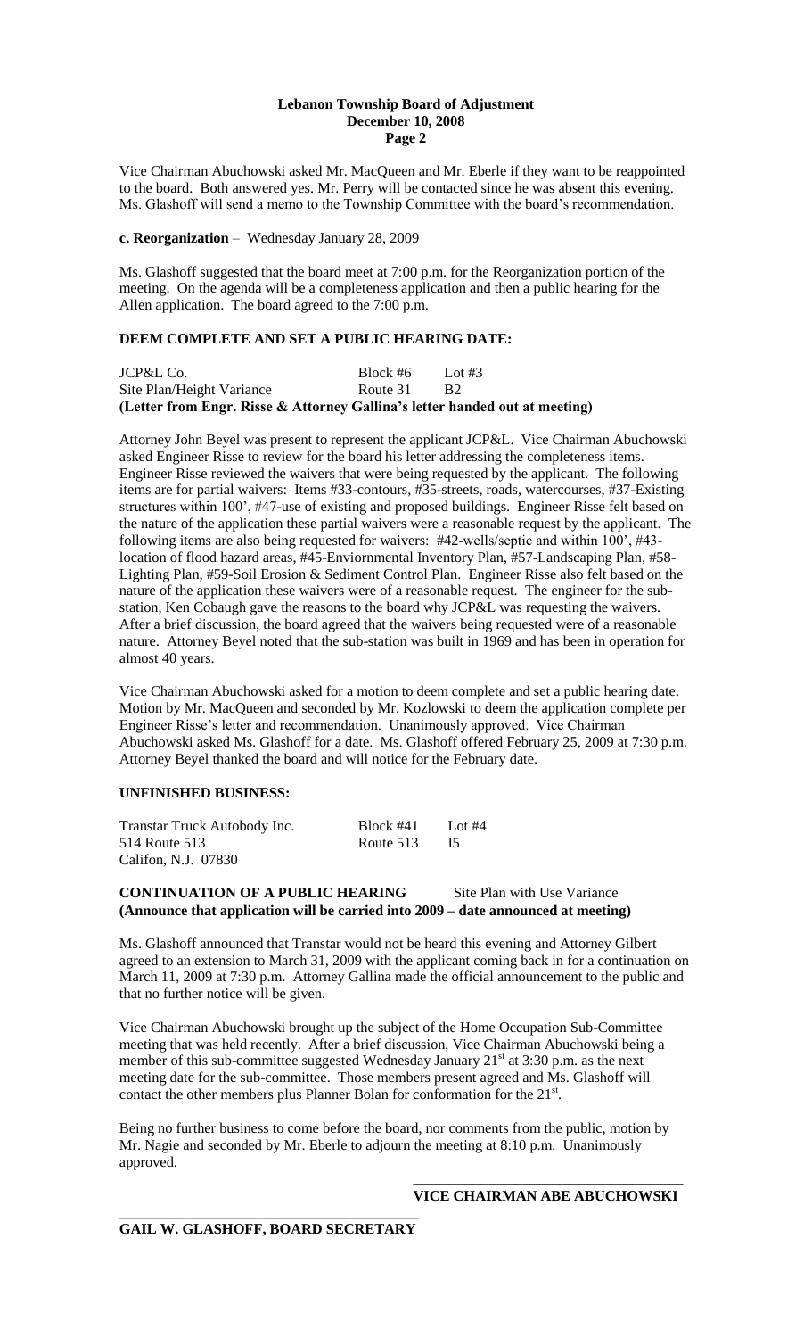Vice Chairman Abuchowski asked Mr. MacQueen and Mr. Eberle if they want to be reappointed to the board. Both answered yes. Mr. Perry will be contacted since he was absent this evening. Ms. Glashoff will send a memo to the Township Committee with the board's recommendation.

**c. Reorganization** – Wednesday January 28, 2009

Ms. Glashoff suggested that the board meet at 7:00 p.m. for the Reorganization portion of the meeting. On the agenda will be a completeness application and then a public hearing for the Allen application. The board agreed to the 7:00 p.m.

## DEEM COMPLETE AND SET A PUBLIC HEARING DATE:

| | | |
|---|---|---|
| JCP&L Co. | Block #6 | Lot #3 |
| Site Plan/Height Variance | Route 31 | B2 |

**(Letter from Engr. Risse & Attorney Gallina's letter handed out at meeting)**

Attorney John Beyel was present to represent the applicant JCP&L. Vice Chairman Abuchowski asked Engineer Risse to review for the board his letter addressing the completeness items. Engineer Risse reviewed the waivers that were being requested by the applicant. The following items are for partial waivers: Items #33-contours, #35-streets, roads, watercourses, #37-Existing structures within 100', #47-use of existing and proposed buildings. Engineer Risse felt based on the nature of the application these partial waivers were a reasonable request by the applicant. The following items are also being requested for waivers: #42-wells/septic and within 100', #43-location of flood hazard areas, #45-Enviornmental Inventory Plan, #57-Landscaping Plan, #58-Lighting Plan, #59-Soil Erosion & Sediment Control Plan. Engineer Risse also felt based on the nature of the application these waivers were of a reasonable request. The engineer for the sub-station, Ken Cobaugh gave the reasons to the board why JCP&L was requesting the waivers. After a brief discussion, the board agreed that the waivers being requested were of a reasonable nature. Attorney Beyel noted that the sub-station was built in 1969 and has been in operation for almost 40 years.

Vice Chairman Abuchowski asked for a motion to deem complete and set a public hearing date. Motion by Mr. MacQueen and seconded by Mr. Kozlowski to deem the application complete per Engineer Risse's letter and recommendation. Unanimously approved. Vice Chairman Abuchowski asked Ms. Glashoff for a date. Ms. Glashoff offered February 25, 2009 at 7:30 p.m. Attorney Beyel thanked the board and will notice for the February date.

## UNFINISHED BUSINESS:

| | | |
|---|---|---|
| Transtar Truck Autobody Inc. | Block #41 | Lot #4 |
| 514 Route 513 | Route 513 | I5 |
| Califon, N.J. 07830 | | |

**CONTINUATION OF A PUBLIC HEARING** Site Plan with Use Variance
**(Announce that application will be carried into 2009 – date announced at meeting)**

Ms. Glashoff announced that Transtar would not be heard this evening and Attorney Gilbert agreed to an extension to March 31, 2009 with the applicant coming back in for a continuation on March 11, 2009 at 7:30 p.m. Attorney Gallina made the official announcement to the public and that no further notice will be given.

Vice Chairman Abuchowski brought up the subject of the Home Occupation Sub-Committee meeting that was held recently. After a brief discussion, Vice Chairman Abuchowski being a member of this sub-committee suggested Wednesday January 21st at 3:30 p.m. as the next meeting date for the sub-committee. Those members present agreed and Ms. Glashoff will contact the other members plus Planner Bolan for conformation for the 21st.

Being no further business to come before the board, nor comments from the public, motion by Mr. Nagie and seconded by Mr. Eberle to adjourn the meeting at 8:10 p.m. Unanimously approved.

\_\_\_\_\_\_\_\_\_\_\_\_\_\_\_\_\_\_\_\_\_\_\_\_\_\_\_\_\_\_\_\_\_\_\_\_
**VICE CHAIRMAN ABE ABUCHOWSKI**

\_\_\_\_\_\_\_\_\_\_\_\_\_\_\_\_\_\_\_\_\_\_\_\_\_\_\_\_\_\_\_\_\_\_\_\_
**GAIL W. GLASHOFF, BOARD SECRETARY**